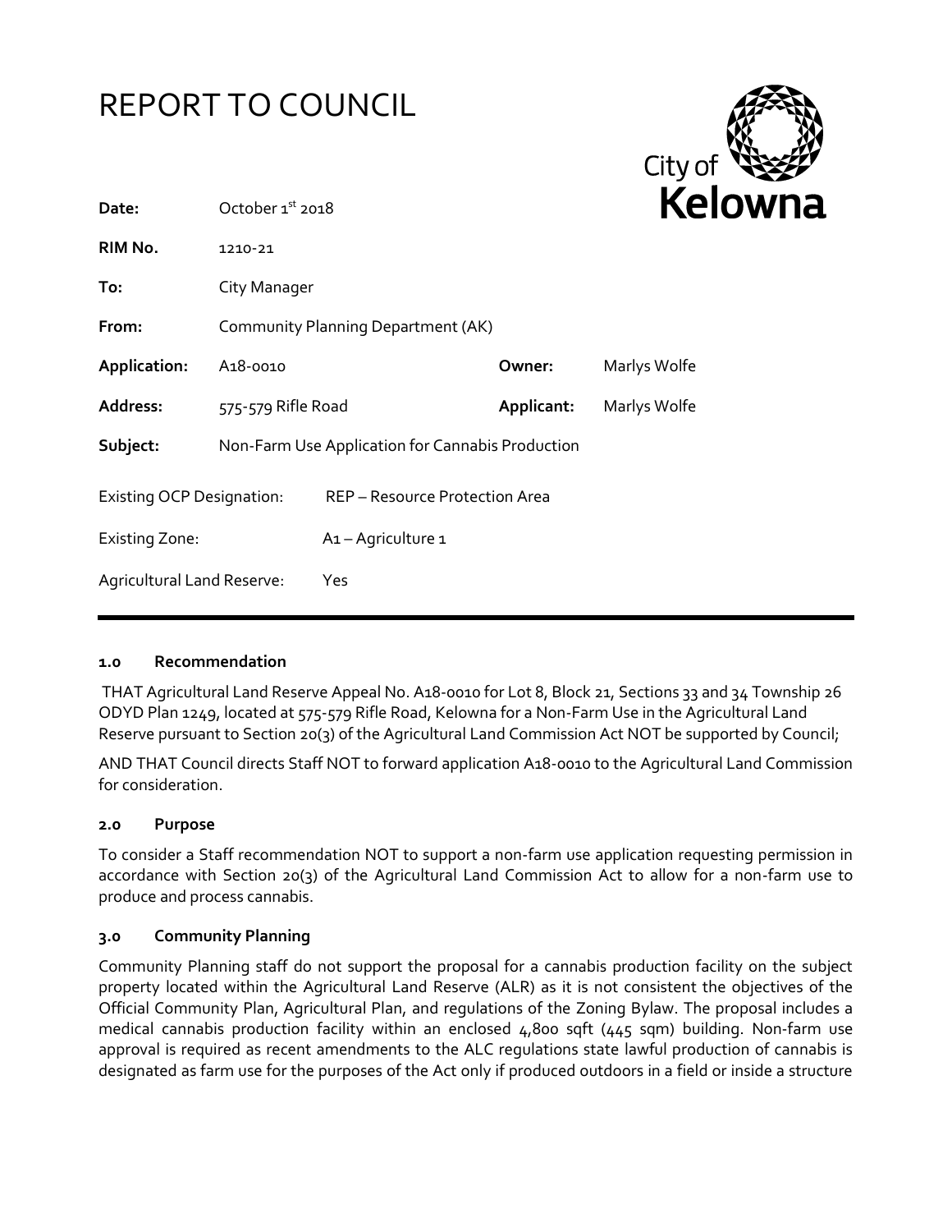# REPORT TO COUNCIL

| | | | |
|---|---|---|---|
| **Date:** | October 1st 2018 | | |
| **RIM No.** | 1210-21 | | |
| **To:** | City Manager | | |
| **From:** | Community Planning Department (AK) | | |
| **Application:** | A18-0010 | **Owner:** | Marlys Wolfe |
| **Address:** | 575-579 Rifle Road | **Applicant:** | Marlys Wolfe |
| **Subject:** | Non-Farm Use Application for Cannabis Production | | |

Existing OCP Designation: REP – Resource Protection Area

Existing Zone: A1 – Agriculture 1

Agricultural Land Reserve: Yes

## 1.0 Recommendation

THAT Agricultural Land Reserve Appeal No. A18-0010 for Lot 8, Block 21, Sections 33 and 34 Township 26 ODYD Plan 1249, located at 575-579 Rifle Road, Kelowna for a Non-Farm Use in the Agricultural Land Reserve pursuant to Section 20(3) of the Agricultural Land Commission Act NOT be supported by Council;

AND THAT Council directs Staff NOT to forward application A18-0010 to the Agricultural Land Commission for consideration.

## 2.0 Purpose

To consider a Staff recommendation NOT to support a non-farm use application requesting permission in accordance with Section 20(3) of the Agricultural Land Commission Act to allow for a non-farm use to produce and process cannabis.

## 3.0 Community Planning

Community Planning staff do not support the proposal for a cannabis production facility on the subject property located within the Agricultural Land Reserve (ALR) as it is not consistent the objectives of the Official Community Plan, Agricultural Plan, and regulations of the Zoning Bylaw. The proposal includes a medical cannabis production facility within an enclosed 4,800 sqft (445 sqm) building. Non-farm use approval is required as recent amendments to the ALC regulations state lawful production of cannabis is designated as farm use for the purposes of the Act only if produced outdoors in a field or inside a structure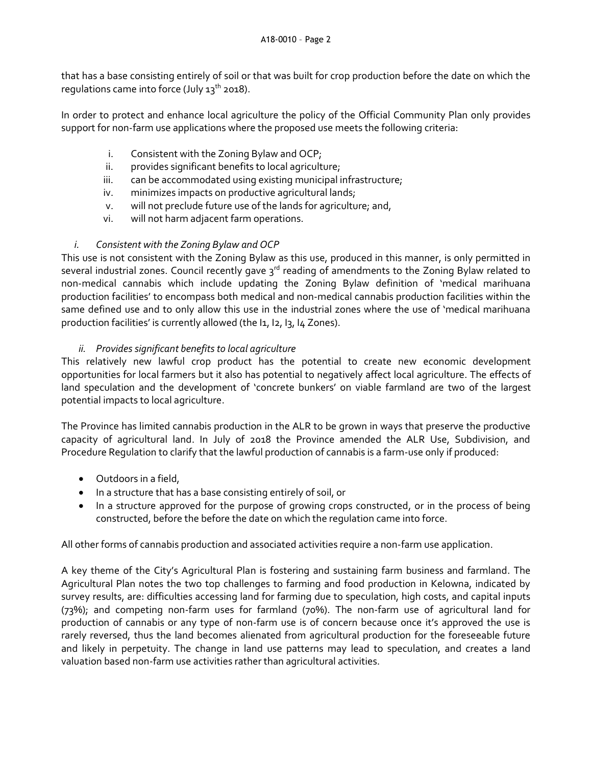that has a base consisting entirely of soil or that was built for crop production before the date on which the regulations came into force (July 13th 2018).

In order to protect and enhance local agriculture the policy of the Official Community Plan only provides support for non-farm use applications where the proposed use meets the following criteria:

i. Consistent with the Zoning Bylaw and OCP;
ii. provides significant benefits to local agriculture;
iii. can be accommodated using existing municipal infrastructure;
iv. minimizes impacts on productive agricultural lands;
v. will not preclude future use of the lands for agriculture; and,
vi. will not harm adjacent farm operations.

*i. Consistent with the Zoning Bylaw and OCP*

This use is not consistent with the Zoning Bylaw as this use, produced in this manner, is only permitted in several industrial zones. Council recently gave 3rd reading of amendments to the Zoning Bylaw related to non-medical cannabis which include updating the Zoning Bylaw definition of 'medical marihuana production facilities' to encompass both medical and non-medical cannabis production facilities within the same defined use and to only allow this use in the industrial zones where the use of 'medical marihuana production facilities' is currently allowed (the I1, I2, I3, I4 Zones).

*ii. Provides significant benefits to local agriculture*

This relatively new lawful crop product has the potential to create new economic development opportunities for local farmers but it also has potential to negatively affect local agriculture. The effects of land speculation and the development of 'concrete bunkers' on viable farmland are two of the largest potential impacts to local agriculture.

The Province has limited cannabis production in the ALR to be grown in ways that preserve the productive capacity of agricultural land. In July of 2018 the Province amended the ALR Use, Subdivision, and Procedure Regulation to clarify that the lawful production of cannabis is a farm-use only if produced:

- Outdoors in a field,
- In a structure that has a base consisting entirely of soil, or
- In a structure approved for the purpose of growing crops constructed, or in the process of being constructed, before the before the date on which the regulation came into force.

All other forms of cannabis production and associated activities require a non-farm use application.

A key theme of the City's Agricultural Plan is fostering and sustaining farm business and farmland. The Agricultural Plan notes the two top challenges to farming and food production in Kelowna, indicated by survey results, are: difficulties accessing land for farming due to speculation, high costs, and capital inputs (73%); and competing non-farm uses for farmland (70%). The non-farm use of agricultural land for production of cannabis or any type of non-farm use is of concern because once it's approved the use is rarely reversed, thus the land becomes alienated from agricultural production for the foreseeable future and likely in perpetuity. The change in land use patterns may lead to speculation, and creates a land valuation based non-farm use activities rather than agricultural activities.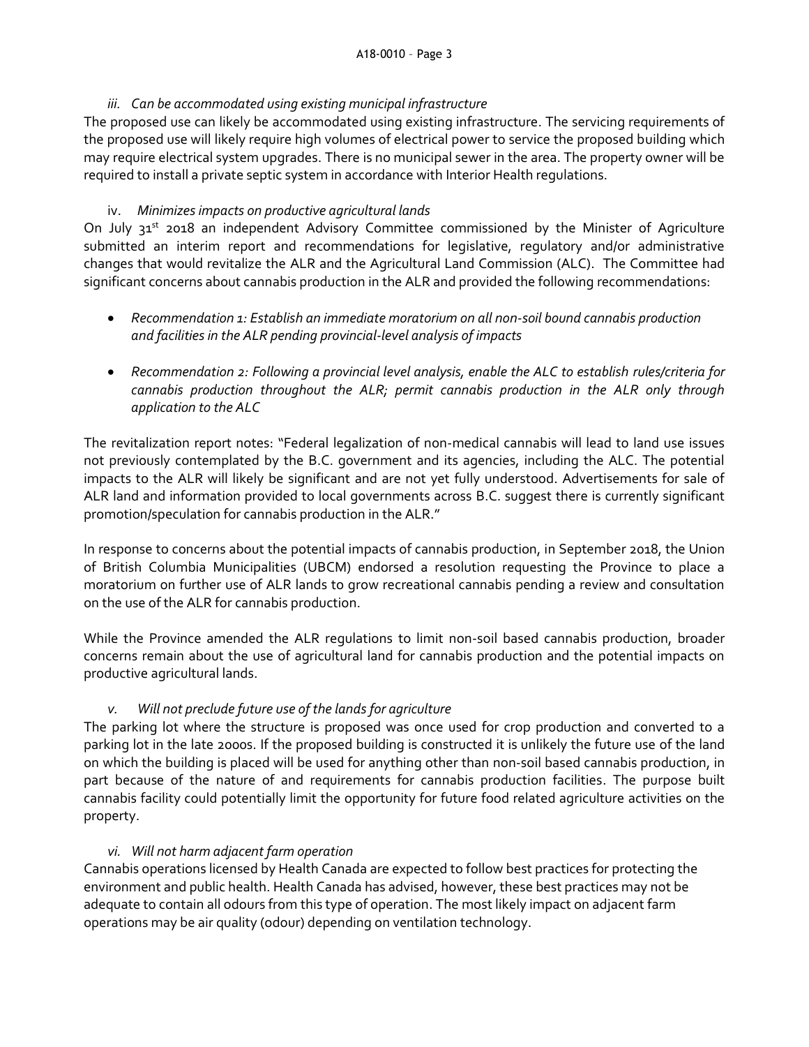*iii. Can be accommodated using existing municipal infrastructure*

The proposed use can likely be accommodated using existing infrastructure. The servicing requirements of the proposed use will likely require high volumes of electrical power to service the proposed building which may require electrical system upgrades. There is no municipal sewer in the area. The property owner will be required to install a private septic system in accordance with Interior Health regulations.

*iv. Minimizes impacts on productive agricultural lands*

On July 31st 2018 an independent Advisory Committee commissioned by the Minister of Agriculture submitted an interim report and recommendations for legislative, regulatory and/or administrative changes that would revitalize the ALR and the Agricultural Land Commission (ALC). The Committee had significant concerns about cannabis production in the ALR and provided the following recommendations:

- *Recommendation 1: Establish an immediate moratorium on all non-soil bound cannabis production and facilities in the ALR pending provincial-level analysis of impacts*
- *Recommendation 2: Following a provincial level analysis, enable the ALC to establish rules/criteria for cannabis production throughout the ALR; permit cannabis production in the ALR only through application to the ALC*

The revitalization report notes: "Federal legalization of non-medical cannabis will lead to land use issues not previously contemplated by the B.C. government and its agencies, including the ALC. The potential impacts to the ALR will likely be significant and are not yet fully understood. Advertisements for sale of ALR land and information provided to local governments across B.C. suggest there is currently significant promotion/speculation for cannabis production in the ALR."

In response to concerns about the potential impacts of cannabis production, in September 2018, the Union of British Columbia Municipalities (UBCM) endorsed a resolution requesting the Province to place a moratorium on further use of ALR lands to grow recreational cannabis pending a review and consultation on the use of the ALR for cannabis production.

While the Province amended the ALR regulations to limit non-soil based cannabis production, broader concerns remain about the use of agricultural land for cannabis production and the potential impacts on productive agricultural lands.

*v. Will not preclude future use of the lands for agriculture*

The parking lot where the structure is proposed was once used for crop production and converted to a parking lot in the late 2000s. If the proposed building is constructed it is unlikely the future use of the land on which the building is placed will be used for anything other than non-soil based cannabis production, in part because of the nature of and requirements for cannabis production facilities. The purpose built cannabis facility could potentially limit the opportunity for future food related agriculture activities on the property.

*vi. Will not harm adjacent farm operation*

Cannabis operations licensed by Health Canada are expected to follow best practices for protecting the environment and public health. Health Canada has advised, however, these best practices may not be adequate to contain all odours from this type of operation. The most likely impact on adjacent farm operations may be air quality (odour) depending on ventilation technology.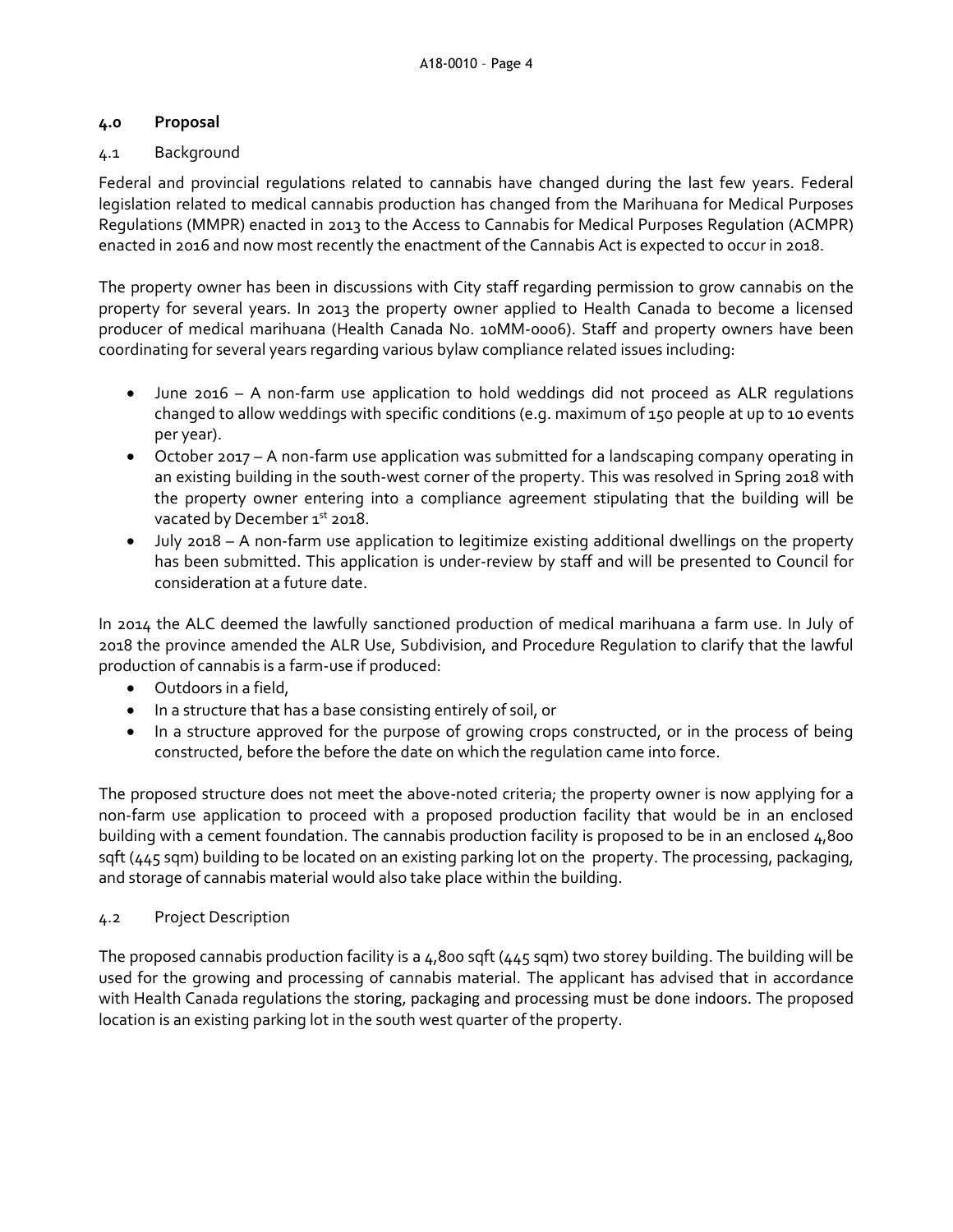## 4.0 Proposal

### 4.1 Background

Federal and provincial regulations related to cannabis have changed during the last few years. Federal legislation related to medical cannabis production has changed from the Marihuana for Medical Purposes Regulations (MMPR) enacted in 2013 to the Access to Cannabis for Medical Purposes Regulation (ACMPR) enacted in 2016 and now most recently the enactment of the Cannabis Act is expected to occur in 2018.

The property owner has been in discussions with City staff regarding permission to grow cannabis on the property for several years. In 2013 the property owner applied to Health Canada to become a licensed producer of medical marihuana (Health Canada No. 10MM-0006). Staff and property owners have been coordinating for several years regarding various bylaw compliance related issues including:

- June 2016 – A non-farm use application to hold weddings did not proceed as ALR regulations changed to allow weddings with specific conditions (e.g. maximum of 150 people at up to 10 events per year).
- October 2017 – A non-farm use application was submitted for a landscaping company operating in an existing building in the south-west corner of the property. This was resolved in Spring 2018 with the property owner entering into a compliance agreement stipulating that the building will be vacated by December 1st 2018.
- July 2018 – A non-farm use application to legitimize existing additional dwellings on the property has been submitted. This application is under-review by staff and will be presented to Council for consideration at a future date.

In 2014 the ALC deemed the lawfully sanctioned production of medical marihuana a farm use. In July of 2018 the province amended the ALR Use, Subdivision, and Procedure Regulation to clarify that the lawful production of cannabis is a farm-use if produced:

- Outdoors in a field,
- In a structure that has a base consisting entirely of soil, or
- In a structure approved for the purpose of growing crops constructed, or in the process of being constructed, before the before the date on which the regulation came into force.

The proposed structure does not meet the above-noted criteria; the property owner is now applying for a non-farm use application to proceed with a proposed production facility that would be in an enclosed building with a cement foundation. The cannabis production facility is proposed to be in an enclosed 4,800 sqft (445 sqm) building to be located on an existing parking lot on the property. The processing, packaging, and storage of cannabis material would also take place within the building.

### 4.2 Project Description

The proposed cannabis production facility is a 4,800 sqft (445 sqm) two storey building. The building will be used for the growing and processing of cannabis material. The applicant has advised that in accordance with Health Canada regulations the storing, packaging and processing must be done indoors. The proposed location is an existing parking lot in the south west quarter of the property.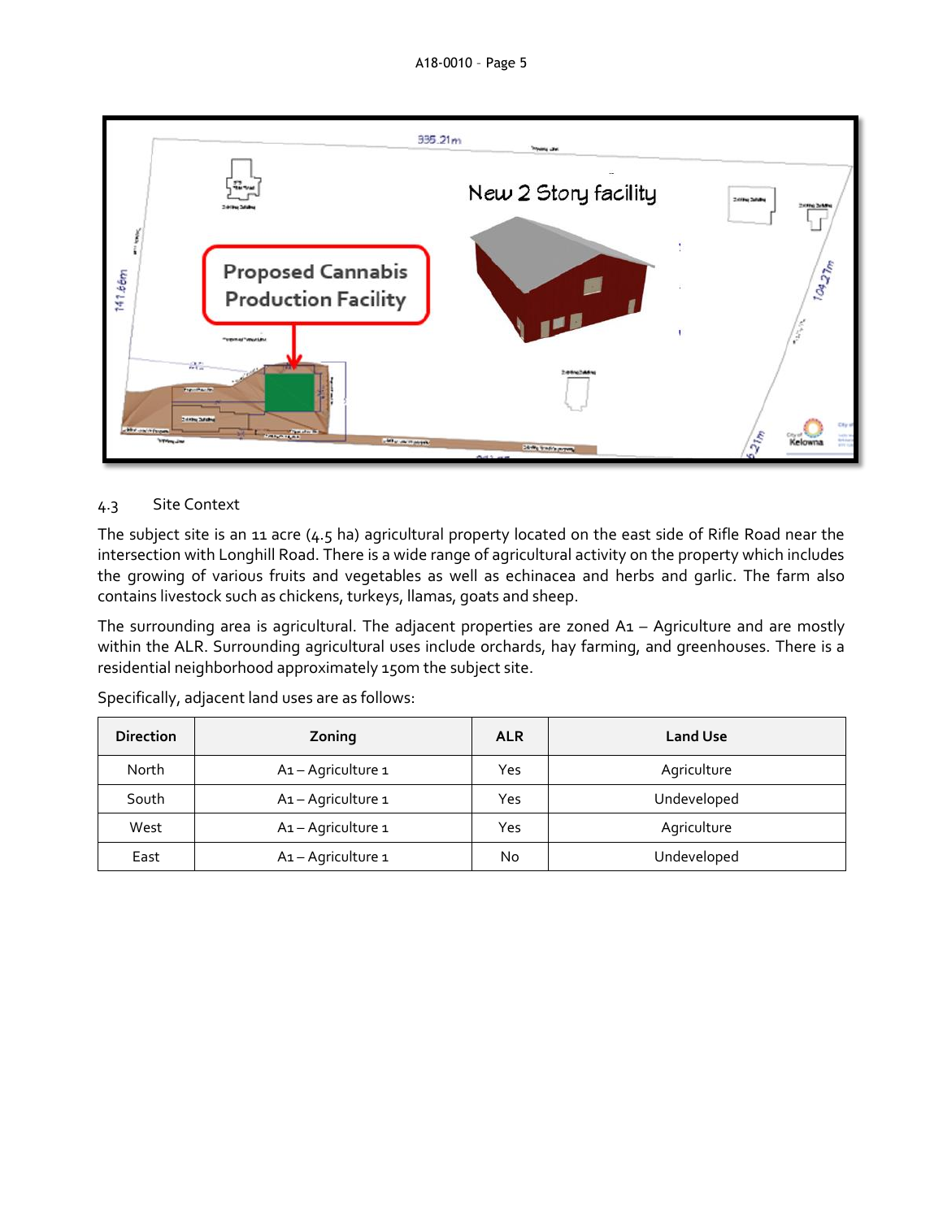4.3 Site Context

The subject site is an 11 acre (4.5 ha) agricultural property located on the east side of Rifle Road near the intersection with Longhill Road. There is a wide range of agricultural activity on the property which includes the growing of various fruits and vegetables as well as echinacea and herbs and garlic. The farm also contains livestock such as chickens, turkeys, llamas, goats and sheep.

The surrounding area is agricultural. The adjacent properties are zoned A1 – Agriculture and are mostly within the ALR. Surrounding agricultural uses include orchards, hay farming, and greenhouses. There is a residential neighborhood approximately 150m the subject site.

Specifically, adjacent land uses are as follows:

| Direction | Zoning | ALR | Land Use |
|---|---|---|---|
| North | A1 – Agriculture 1 | Yes | Agriculture |
| South | A1 – Agriculture 1 | Yes | Undeveloped |
| West | A1 – Agriculture 1 | Yes | Agriculture |
| East | A1 – Agriculture 1 | No | Undeveloped |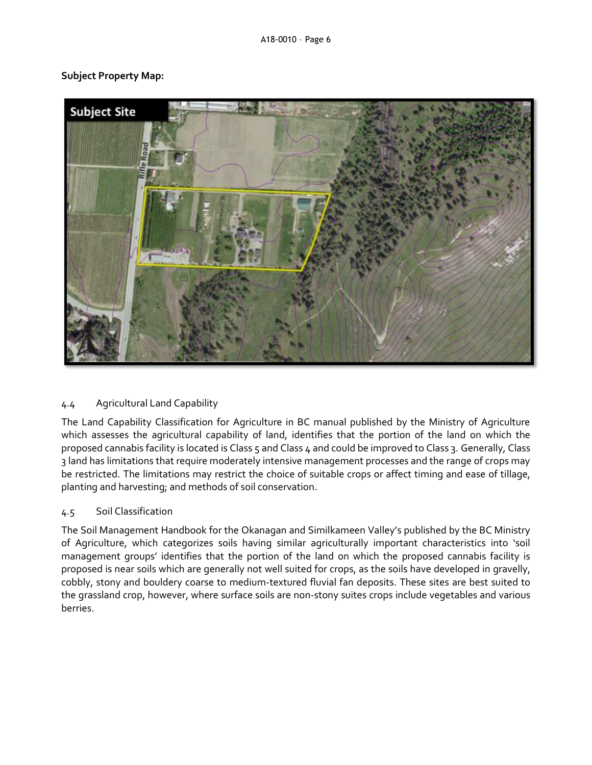**Subject Property Map:**

### 4.4 Agricultural Land Capability

The Land Capability Classification for Agriculture in BC manual published by the Ministry of Agriculture which assesses the agricultural capability of land, identifies that the portion of the land on which the proposed cannabis facility is located is Class 5 and Class 4 and could be improved to Class 3. Generally, Class 3 land has limitations that require moderately intensive management processes and the range of crops may be restricted. The limitations may restrict the choice of suitable crops or affect timing and ease of tillage, planting and harvesting; and methods of soil conservation.

### 4.5 Soil Classification

The Soil Management Handbook for the Okanagan and Similkameen Valley's published by the BC Ministry of Agriculture, which categorizes soils having similar agriculturally important characteristics into 'soil management groups' identifies that the portion of the land on which the proposed cannabis facility is proposed is near soils which are generally not well suited for crops, as the soils have developed in gravelly, cobbly, stony and bouldery coarse to medium-textured fluvial fan deposits. These sites are best suited to the grassland crop, however, where surface soils are non-stony suites crops include vegetables and various berries.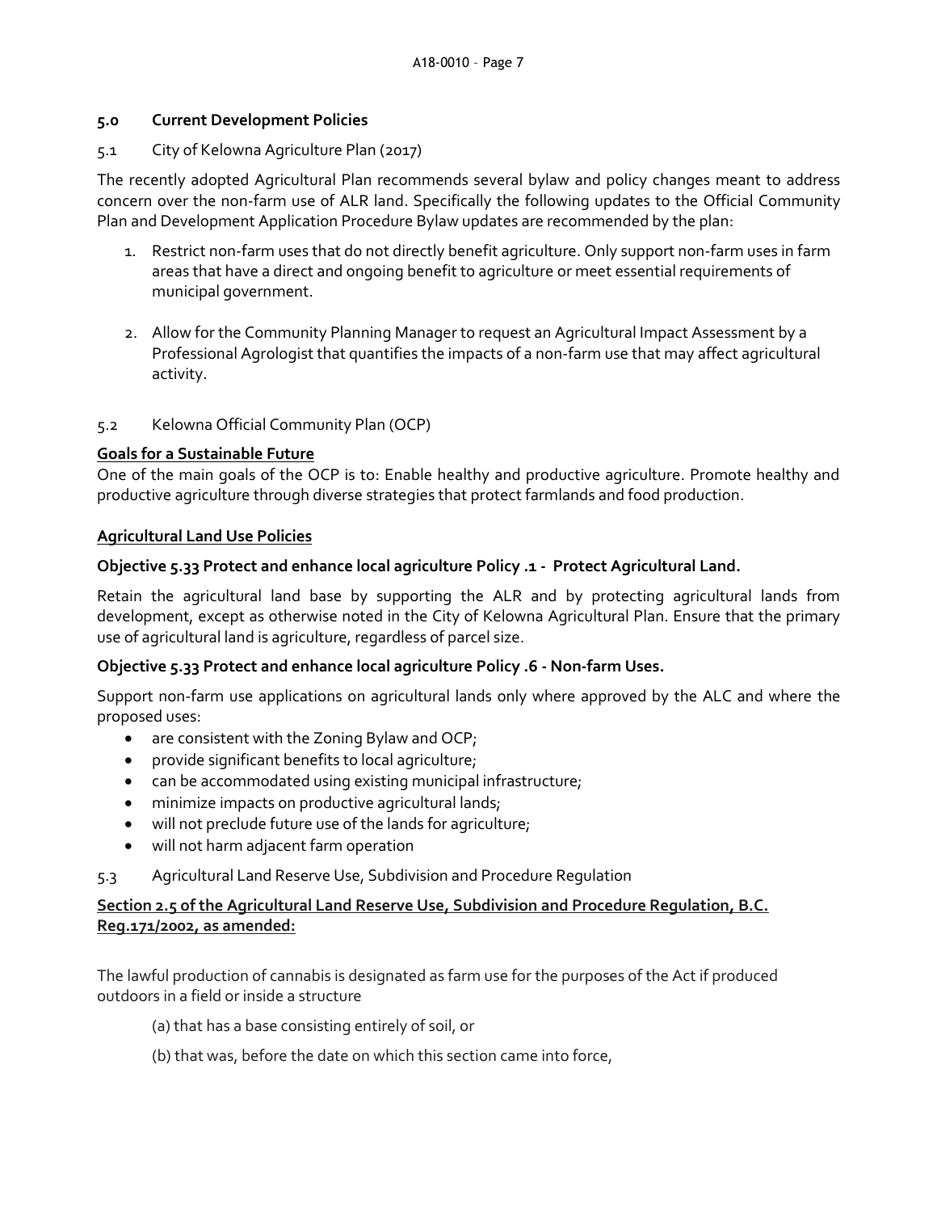## 5.0 Current Development Policies

5.1 City of Kelowna Agriculture Plan (2017)

The recently adopted Agricultural Plan recommends several bylaw and policy changes meant to address concern over the non-farm use of ALR land. Specifically the following updates to the Official Community Plan and Development Application Procedure Bylaw updates are recommended by the plan:

1. Restrict non-farm uses that do not directly benefit agriculture. Only support non-farm uses in farm areas that have a direct and ongoing benefit to agriculture or meet essential requirements of municipal government.
2. Allow for the Community Planning Manager to request an Agricultural Impact Assessment by a Professional Agrologist that quantifies the impacts of a non-farm use that may affect agricultural activity.

5.2 Kelowna Official Community Plan (OCP)

**Goals for a Sustainable Future**

One of the main goals of the OCP is to: Enable healthy and productive agriculture. Promote healthy and productive agriculture through diverse strategies that protect farmlands and food production.

**Agricultural Land Use Policies**

**Objective 5.33 Protect and enhance local agriculture Policy .1 - Protect Agricultural Land.**

Retain the agricultural land base by supporting the ALR and by protecting agricultural lands from development, except as otherwise noted in the City of Kelowna Agricultural Plan. Ensure that the primary use of agricultural land is agriculture, regardless of parcel size.

**Objective 5.33 Protect and enhance local agriculture Policy .6 - Non-farm Uses.**

Support non-farm use applications on agricultural lands only where approved by the ALC and where the proposed uses:

- are consistent with the Zoning Bylaw and OCP;
- provide significant benefits to local agriculture;
- can be accommodated using existing municipal infrastructure;
- minimize impacts on productive agricultural lands;
- will not preclude future use of the lands for agriculture;
- will not harm adjacent farm operation

5.3 Agricultural Land Reserve Use, Subdivision and Procedure Regulation

**Section 2.5 of the Agricultural Land Reserve Use, Subdivision and Procedure Regulation, B.C. Reg.171/2002, as amended:**

The lawful production of cannabis is designated as farm use for the purposes of the Act if produced outdoors in a field or inside a structure

(a) that has a base consisting entirely of soil, or

(b) that was, before the date on which this section came into force,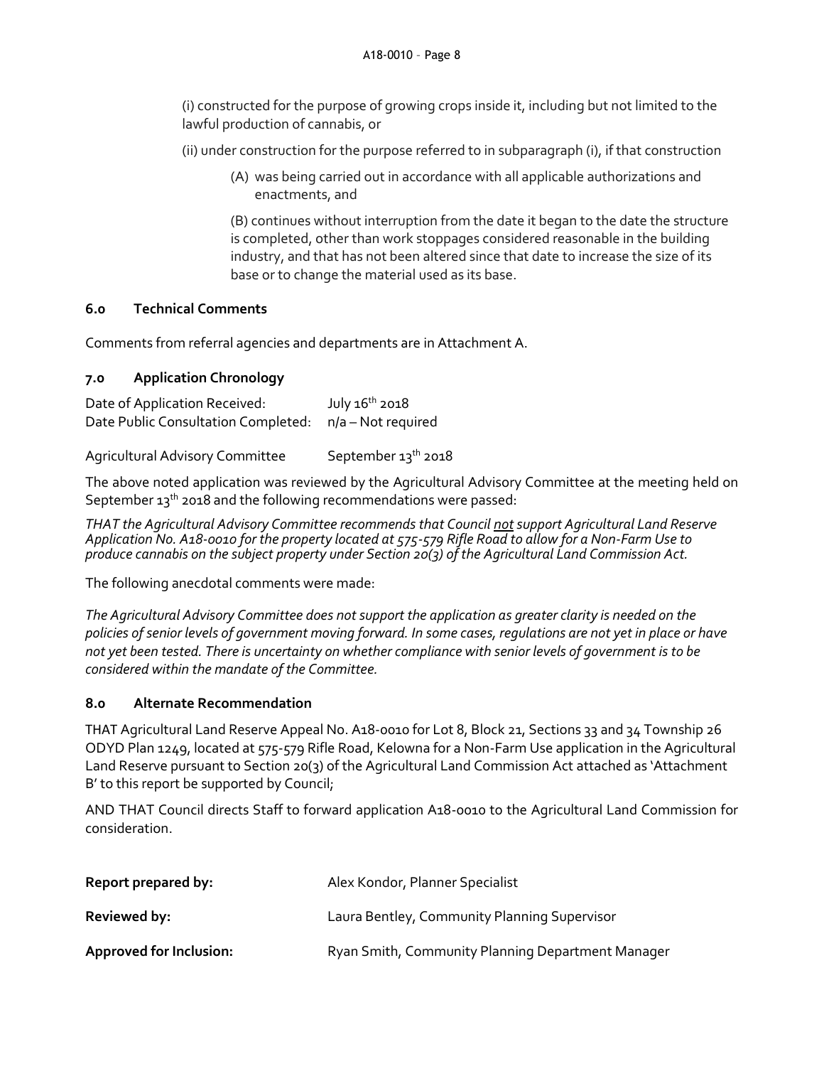(i) constructed for the purpose of growing crops inside it, including but not limited to the lawful production of cannabis, or

(ii) under construction for the purpose referred to in subparagraph (i), if that construction

(A) was being carried out in accordance with all applicable authorizations and enactments, and

(B) continues without interruption from the date it began to the date the structure is completed, other than work stoppages considered reasonable in the building industry, and that has not been altered since that date to increase the size of its base or to change the material used as its base.

### 6.0 Technical Comments

Comments from referral agencies and departments are in Attachment A.

### 7.0 Application Chronology

Date of Application Received: July 16th 2018
Date Public Consultation Completed: n/a – Not required

Agricultural Advisory Committee September 13th 2018

The above noted application was reviewed by the Agricultural Advisory Committee at the meeting held on September 13th 2018 and the following recommendations were passed:

*THAT the Agricultural Advisory Committee recommends that Council **not** support Agricultural Land Reserve Application No. A18-0010 for the property located at 575-579 Rifle Road to allow for a Non-Farm Use to produce cannabis on the subject property under Section 20(3) of the Agricultural Land Commission Act.*

The following anecdotal comments were made:

*The Agricultural Advisory Committee does not support the application as greater clarity is needed on the policies of senior levels of government moving forward. In some cases, regulations are not yet in place or have not yet been tested. There is uncertainty on whether compliance with senior levels of government is to be considered within the mandate of the Committee.*

### 8.0 Alternate Recommendation

THAT Agricultural Land Reserve Appeal No. A18-0010 for Lot 8, Block 21, Sections 33 and 34 Township 26 ODYD Plan 1249, located at 575-579 Rifle Road, Kelowna for a Non-Farm Use application in the Agricultural Land Reserve pursuant to Section 20(3) of the Agricultural Land Commission Act attached as 'Attachment B' to this report be supported by Council;

AND THAT Council directs Staff to forward application A18-0010 to the Agricultural Land Commission for consideration.

**Report prepared by:** Alex Kondor, Planner Specialist

**Reviewed by:** Laura Bentley, Community Planning Supervisor

**Approved for Inclusion:** Ryan Smith, Community Planning Department Manager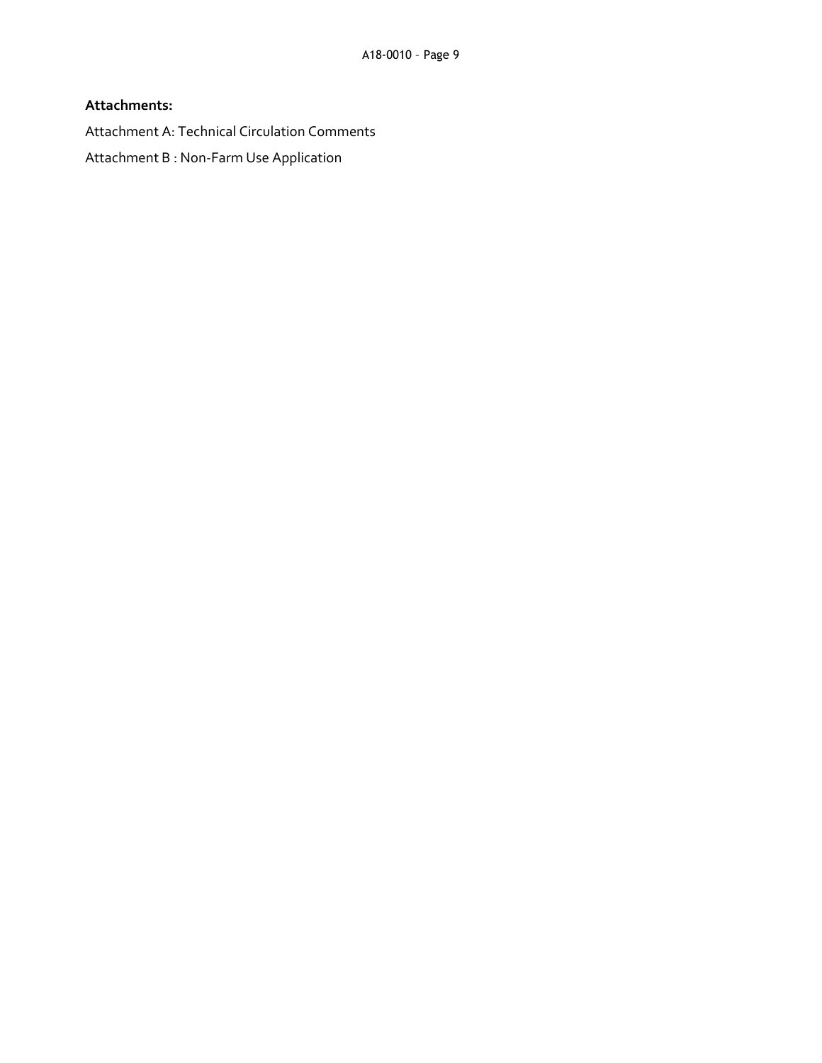**Attachments:**

Attachment A: Technical Circulation Comments

Attachment B : Non-Farm Use Application